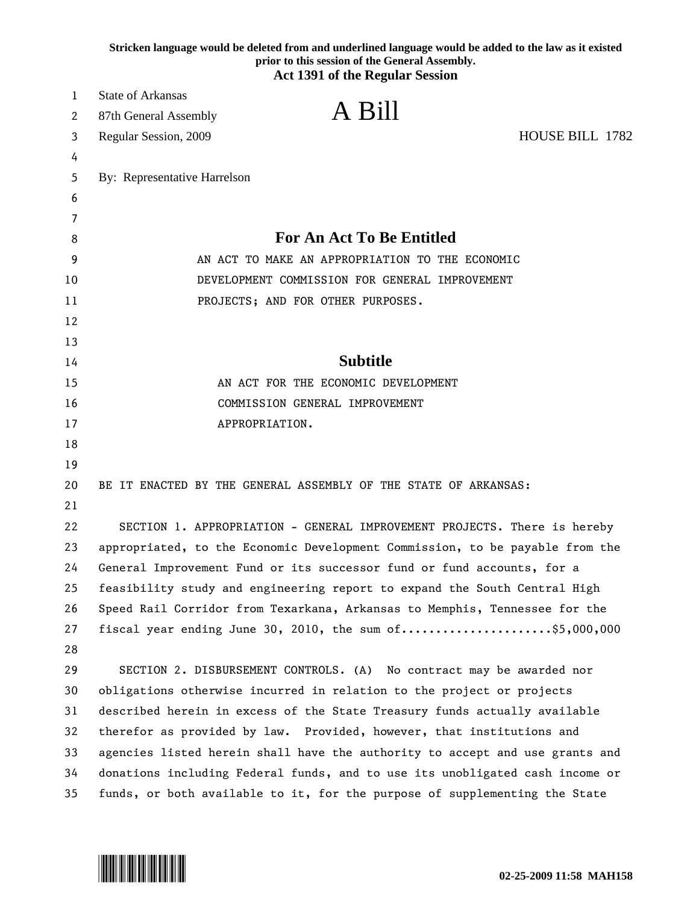Stricken language would be deleted from and underlined language would be added to the law as it existed prior to this session of the General Assembly.

**Act 1391 of the Regular Session**

State of Arkansas
87th General Assembly
Regular Session, 2009

# A Bill

HOUSE BILL 1782

By: Representative Harrelson

## For An Act To Be Entitled

AN ACT TO MAKE AN APPROPRIATION TO THE ECONOMIC DEVELOPMENT COMMISSION FOR GENERAL IMPROVEMENT PROJECTS; AND FOR OTHER PURPOSES.

## Subtitle

AN ACT FOR THE ECONOMIC DEVELOPMENT COMMISSION GENERAL IMPROVEMENT APPROPRIATION.

BE IT ENACTED BY THE GENERAL ASSEMBLY OF THE STATE OF ARKANSAS:

SECTION 1. APPROPRIATION - GENERAL IMPROVEMENT PROJECTS. There is hereby appropriated, to the Economic Development Commission, to be payable from the General Improvement Fund or its successor fund or fund accounts, for a feasibility study and engineering report to expand the South Central High Speed Rail Corridor from Texarkana, Arkansas to Memphis, Tennessee for the fiscal year ending June 30, 2010, the sum of......................$5,000,000

SECTION 2. DISBURSEMENT CONTROLS. (A) No contract may be awarded nor obligations otherwise incurred in relation to the project or projects described herein in excess of the State Treasury funds actually available therefor as provided by law. Provided, however, that institutions and agencies listed herein shall have the authority to accept and use grants and donations including Federal funds, and to use its unobligated cash income or funds, or both available to it, for the purpose of supplementing the State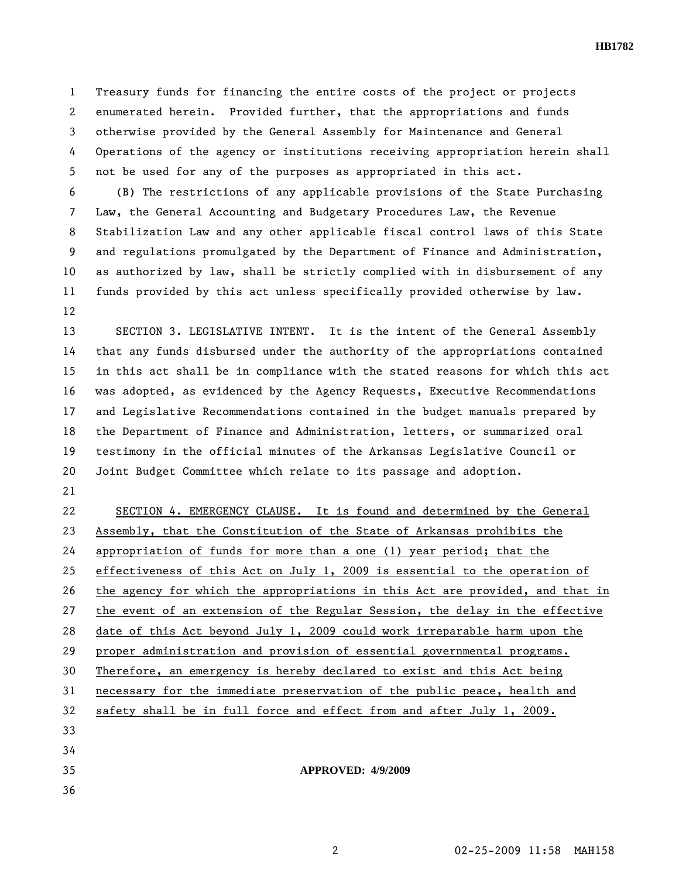Treasury funds for financing the entire costs of the project or projects enumerated herein. Provided further, that the appropriations and funds otherwise provided by the General Assembly for Maintenance and General Operations of the agency or institutions receiving appropriation herein shall not be used for any of the purposes as appropriated in this act.

(B) The restrictions of any applicable provisions of the State Purchasing Law, the General Accounting and Budgetary Procedures Law, the Revenue Stabilization Law and any other applicable fiscal control laws of this State and regulations promulgated by the Department of Finance and Administration, as authorized by law, shall be strictly complied with in disbursement of any funds provided by this act unless specifically provided otherwise by law.

SECTION 3. LEGISLATIVE INTENT. It is the intent of the General Assembly that any funds disbursed under the authority of the appropriations contained in this act shall be in compliance with the stated reasons for which this act was adopted, as evidenced by the Agency Requests, Executive Recommendations and Legislative Recommendations contained in the budget manuals prepared by the Department of Finance and Administration, letters, or summarized oral testimony in the official minutes of the Arkansas Legislative Council or Joint Budget Committee which relate to its passage and adoption.

SECTION 4. EMERGENCY CLAUSE. It is found and determined by the General Assembly, that the Constitution of the State of Arkansas prohibits the appropriation of funds for more than a one (1) year period; that the effectiveness of this Act on July 1, 2009 is essential to the operation of the agency for which the appropriations in this Act are provided, and that in the event of an extension of the Regular Session, the delay in the effective date of this Act beyond July 1, 2009 could work irreparable harm upon the proper administration and provision of essential governmental programs. Therefore, an emergency is hereby declared to exist and this Act being necessary for the immediate preservation of the public peace, health and safety shall be in full force and effect from and after July 1, 2009.

**APPROVED: 4/9/2009**